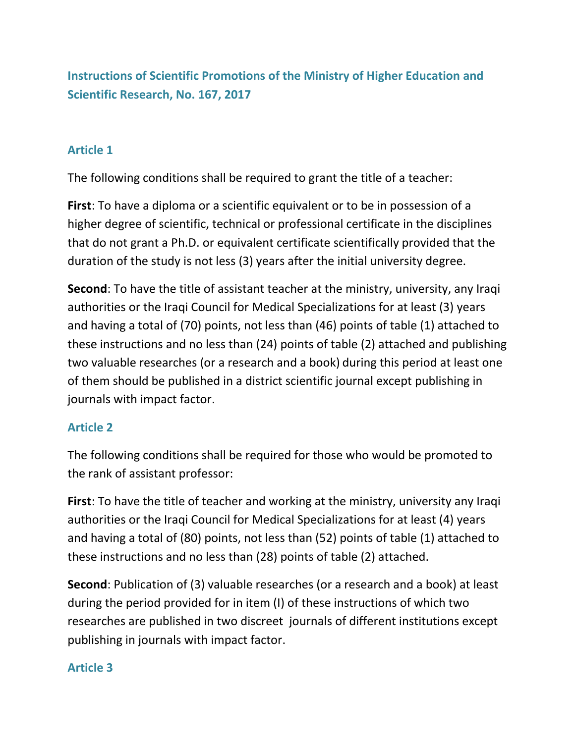# Instructions of Scientific Promotions of the Ministry of Higher Education and Scientific Research, No. 167, 2017

## Article 1

The following conditions shall be required to grant the title of a teacher:

**First**: To have a diploma or a scientific equivalent or to be in possession of a higher degree of scientific, technical or professional certificate in the disciplines that do not grant a Ph.D. or equivalent certificate scientifically provided that the duration of the study is not less (3) years after the initial university degree.

**Second**: To have the title of assistant teacher at the ministry, university, any Iraqi authorities or the Iraqi Council for Medical Specializations for at least (3) years and having a total of (70) points, not less than (46) points of table (1) attached to these instructions and no less than (24) points of table (2) attached and publishing two valuable researches (or a research and a book) during this period at least one of them should be published in a district scientific journal except publishing in journals with impact factor.

## Article 2

The following conditions shall be required for those who would be promoted to the rank of assistant professor:

**First**: To have the title of teacher and working at the ministry, university any Iraqi authorities or the Iraqi Council for Medical Specializations for at least (4) years and having a total of (80) points, not less than (52) points of table (1) attached to these instructions and no less than (28) points of table (2) attached.

**Second**: Publication of (3) valuable researches (or a research and a book) at least during the period provided for in item (I) of these instructions of which two researches are published in two discreet journals of different institutions except publishing in journals with impact factor.

## Article 3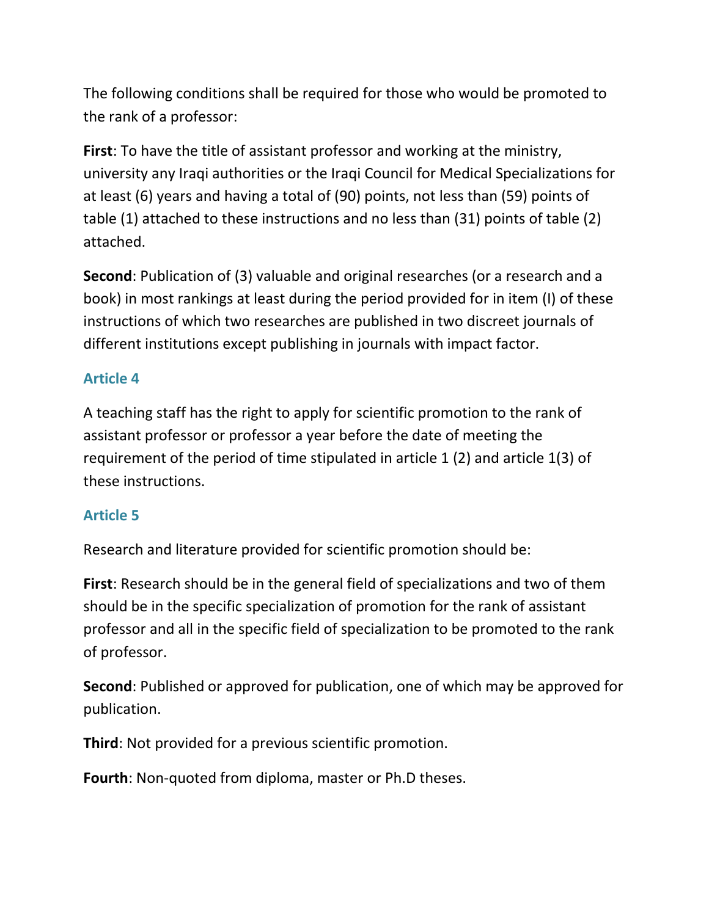The following conditions shall be required for those who would be promoted to the rank of a professor:

**First**: To have the title of assistant professor and working at the ministry, university any Iraqi authorities or the Iraqi Council for Medical Specializations for at least (6) years and having a total of (90) points, not less than (59) points of table (1) attached to these instructions and no less than (31) points of table (2) attached.

**Second**: Publication of (3) valuable and original researches (or a research and a book) in most rankings at least during the period provided for in item (I) of these instructions of which two researches are published in two discreet journals of different institutions except publishing in journals with impact factor.

## Article 4

A teaching staff has the right to apply for scientific promotion to the rank of assistant professor or professor a year before the date of meeting the requirement of the period of time stipulated in article 1 (2) and article 1(3) of these instructions.

## Article 5

Research and literature provided for scientific promotion should be:

**First**: Research should be in the general field of specializations and two of them should be in the specific specialization of promotion for the rank of assistant professor and all in the specific field of specialization to be promoted to the rank of professor.

**Second**: Published or approved for publication, one of which may be approved for publication.

**Third**: Not provided for a previous scientific promotion.

**Fourth**: Non-quoted from diploma, master or Ph.D theses.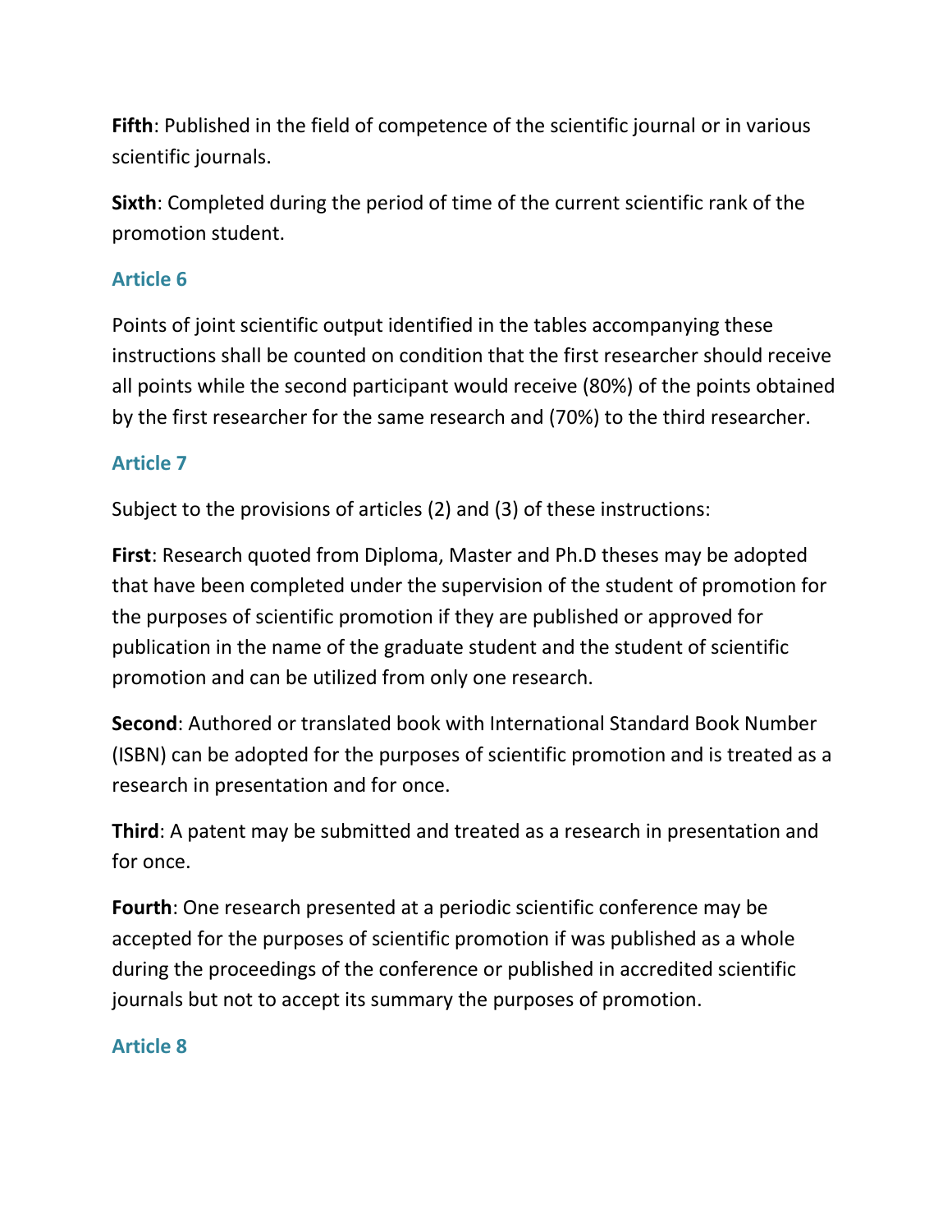**Fifth**: Published in the field of competence of the scientific journal or in various scientific journals.

**Sixth**: Completed during the period of time of the current scientific rank of the promotion student.

### Article 6

Points of joint scientific output identified in the tables accompanying these instructions shall be counted on condition that the first researcher should receive all points while the second participant would receive (80%) of the points obtained by the first researcher for the same research and (70%) to the third researcher.

### Article 7

Subject to the provisions of articles (2) and (3) of these instructions:

**First**: Research quoted from Diploma, Master and Ph.D theses may be adopted that have been completed under the supervision of the student of promotion for the purposes of scientific promotion if they are published or approved for publication in the name of the graduate student and the student of scientific promotion and can be utilized from only one research.

**Second**: Authored or translated book with International Standard Book Number (ISBN) can be adopted for the purposes of scientific promotion and is treated as a research in presentation and for once.

**Third**: A patent may be submitted and treated as a research in presentation and for once.

**Fourth**: One research presented at a periodic scientific conference may be accepted for the purposes of scientific promotion if was published as a whole during the proceedings of the conference or published in accredited scientific journals but not to accept its summary the purposes of promotion.

### Article 8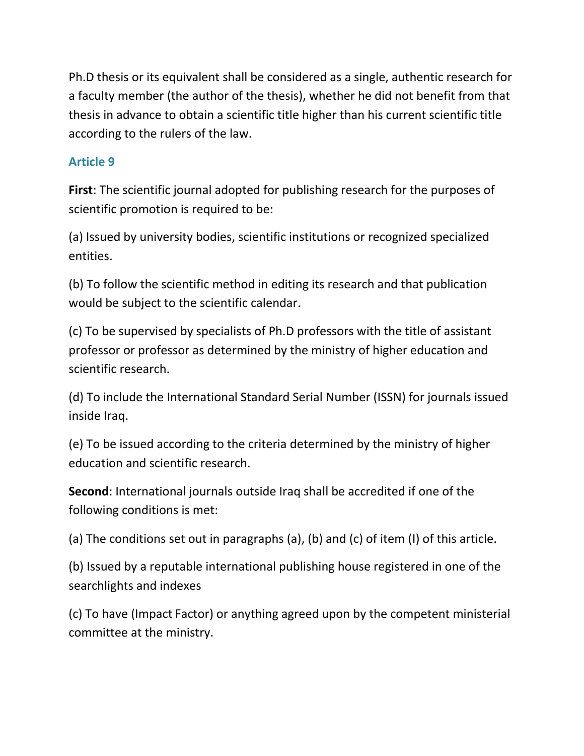Ph.D thesis or its equivalent shall be considered as a single, authentic research for a faculty member (the author of the thesis), whether he did not benefit from that thesis in advance to obtain a scientific title higher than his current scientific title according to the rulers of the law.

### Article 9

**First**: The scientific journal adopted for publishing research for the purposes of scientific promotion is required to be:

(a) Issued by university bodies, scientific institutions or recognized specialized entities.

(b) To follow the scientific method in editing its research and that publication would be subject to the scientific calendar.

(c) To be supervised by specialists of Ph.D professors with the title of assistant professor or professor as determined by the ministry of higher education and scientific research.

(d) To include the International Standard Serial Number (ISSN) for journals issued inside Iraq.

(e) To be issued according to the criteria determined by the ministry of higher education and scientific research.

**Second**: International journals outside Iraq shall be accredited if one of the following conditions is met:

(a) The conditions set out in paragraphs (a), (b) and (c) of item (I) of this article.

(b) Issued by a reputable international publishing house registered in one of the searchlights and indexes

(c) To have (Impact Factor) or anything agreed upon by the competent ministerial committee at the ministry.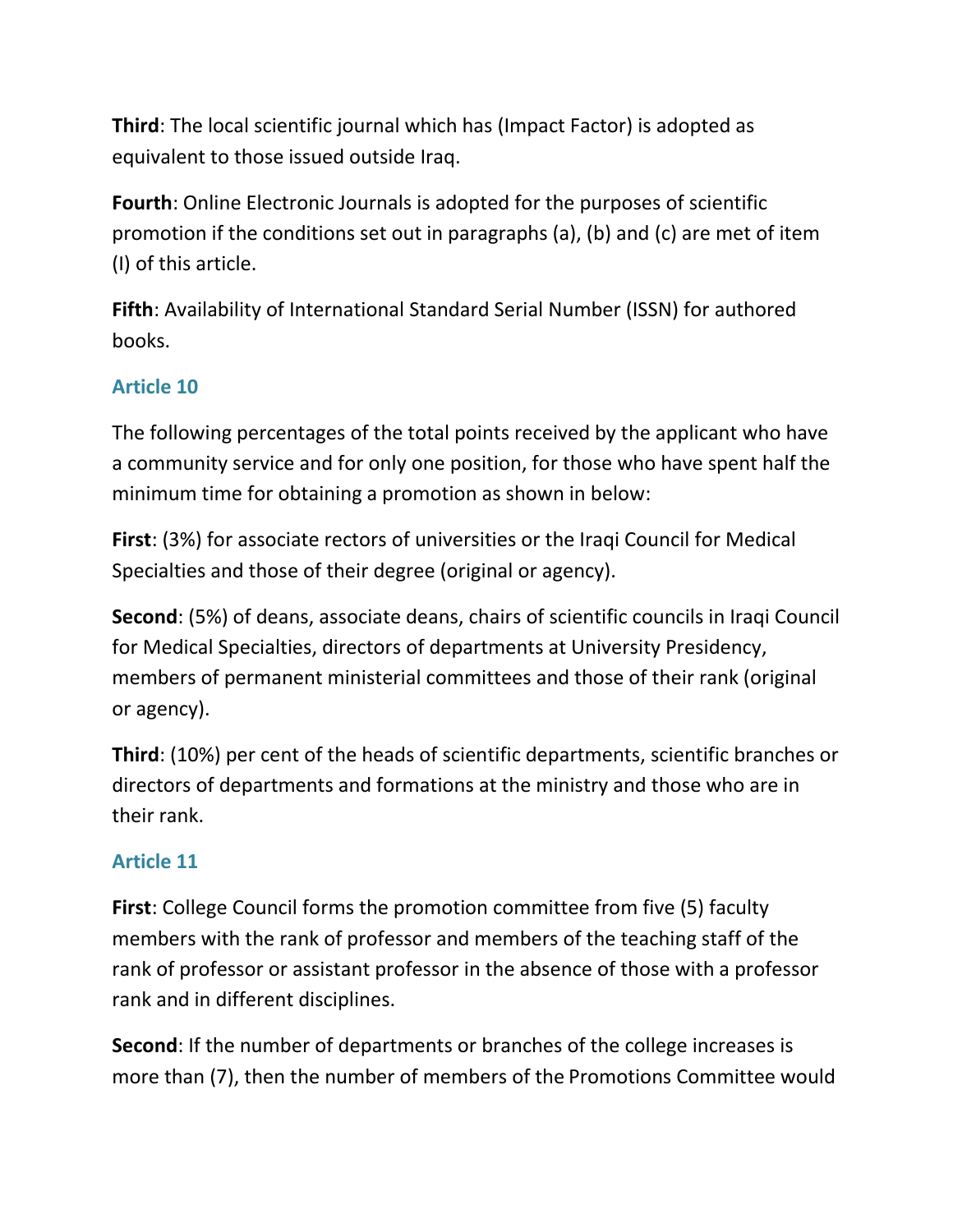**Third**: The local scientific journal which has (Impact Factor) is adopted as equivalent to those issued outside Iraq.

**Fourth**: Online Electronic Journals is adopted for the purposes of scientific promotion if the conditions set out in paragraphs (a), (b) and (c) are met of item (I) of this article.

**Fifth**: Availability of International Standard Serial Number (ISSN) for authored books.

### Article 10

The following percentages of the total points received by the applicant who have a community service and for only one position, for those who have spent half the minimum time for obtaining a promotion as shown in below:

**First**: (3%) for associate rectors of universities or the Iraqi Council for Medical Specialties and those of their degree (original or agency).

**Second**: (5%) of deans, associate deans, chairs of scientific councils in Iraqi Council for Medical Specialties, directors of departments at University Presidency, members of permanent ministerial committees and those of their rank (original or agency).

**Third**: (10%) per cent of the heads of scientific departments, scientific branches or directors of departments and formations at the ministry and those who are in their rank.

### Article 11

**First**: College Council forms the promotion committee from five (5) faculty members with the rank of professor and members of the teaching staff of the rank of professor or assistant professor in the absence of those with a professor rank and in different disciplines.

**Second**: If the number of departments or branches of the college increases is more than (7), then the number of members of the Promotions Committee would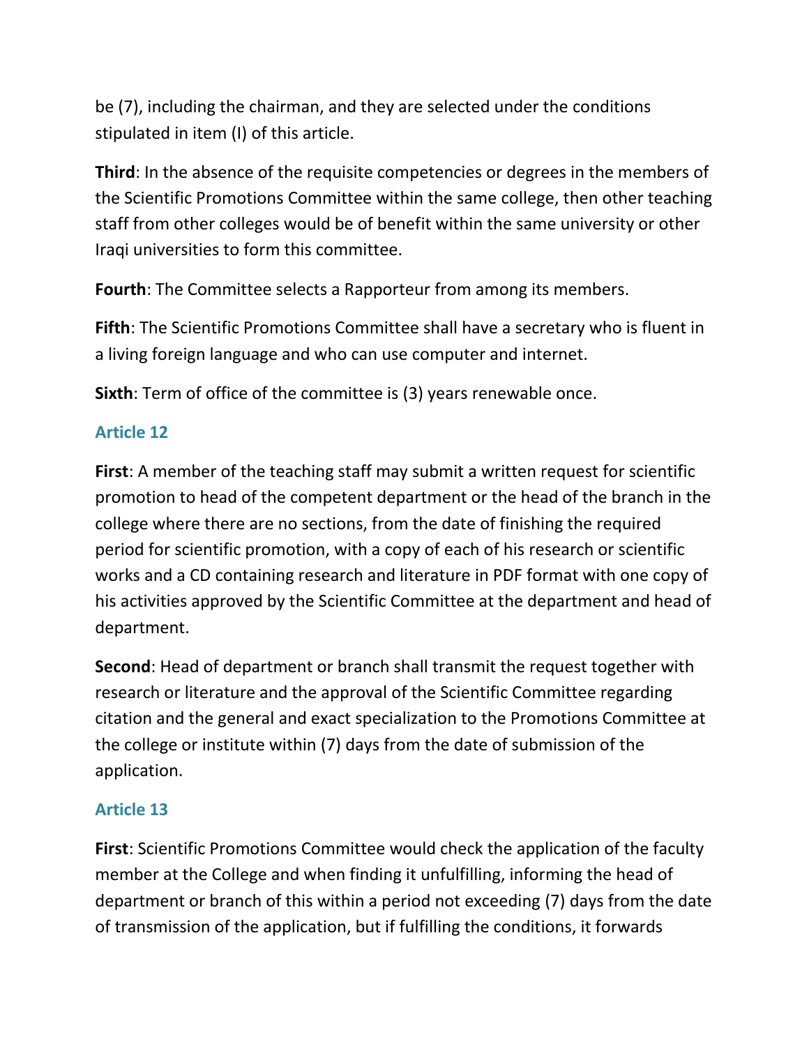be (7), including the chairman, and they are selected under the conditions stipulated in item (I) of this article.

**Third**: In the absence of the requisite competencies or degrees in the members of the Scientific Promotions Committee within the same college, then other teaching staff from other colleges would be of benefit within the same university or other Iraqi universities to form this committee.

**Fourth**: The Committee selects a Rapporteur from among its members.

**Fifth**: The Scientific Promotions Committee shall have a secretary who is fluent in a living foreign language and who can use computer and internet.

**Sixth**: Term of office of the committee is (3) years renewable once.

### Article 12

**First**: A member of the teaching staff may submit a written request for scientific promotion to head of the competent department or the head of the branch in the college where there are no sections, from the date of finishing the required period for scientific promotion, with a copy of each of his research or scientific works and a CD containing research and literature in PDF format with one copy of his activities approved by the Scientific Committee at the department and head of department.

**Second**: Head of department or branch shall transmit the request together with research or literature and the approval of the Scientific Committee regarding citation and the general and exact specialization to the Promotions Committee at the college or institute within (7) days from the date of submission of the application.

### Article 13

**First**: Scientific Promotions Committee would check the application of the faculty member at the College and when finding it unfulfilling, informing the head of department or branch of this within a period not exceeding (7) days from the date of transmission of the application, but if fulfilling the conditions, it forwards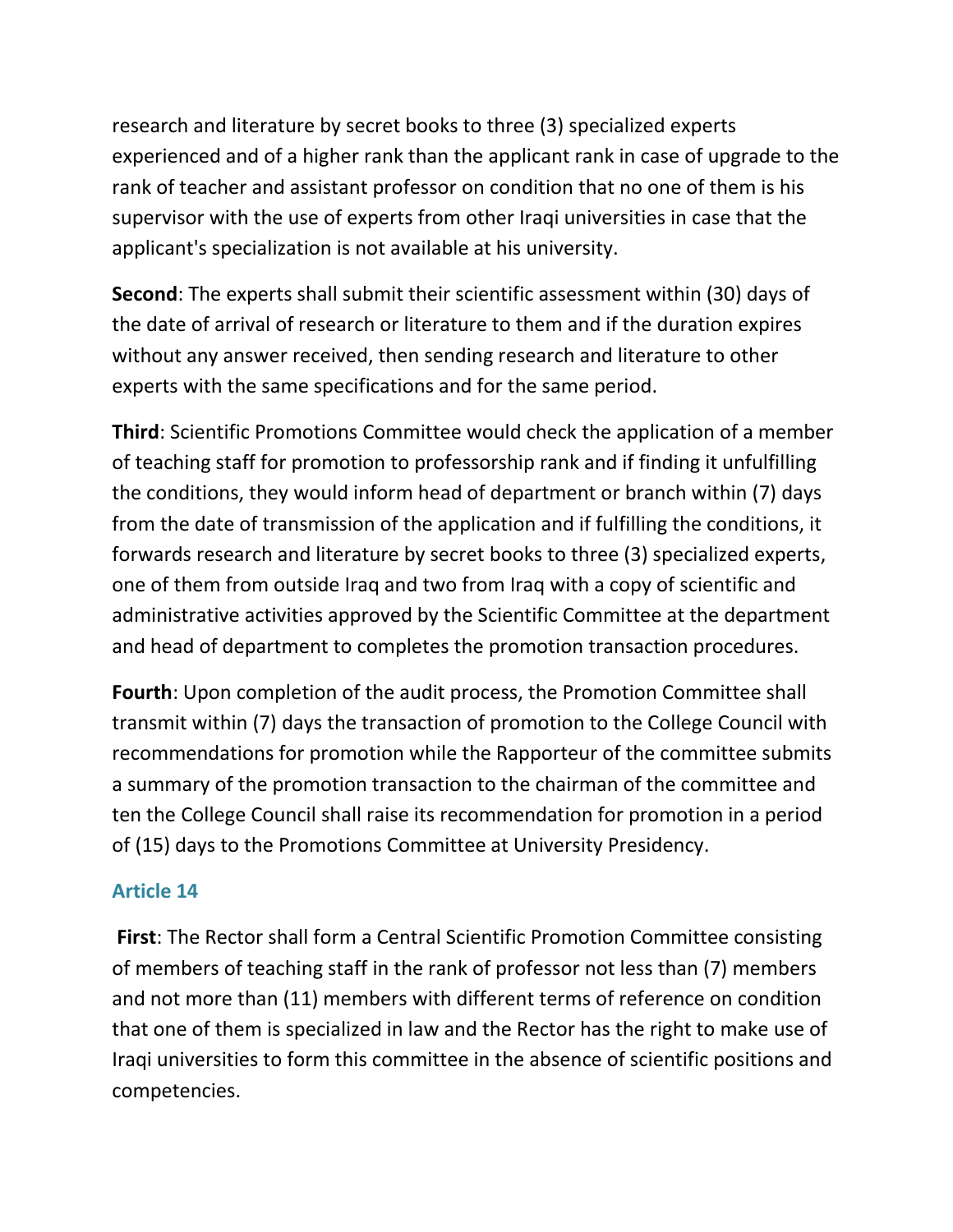research and literature by secret books to three (3) specialized experts experienced and of a higher rank than the applicant rank in case of upgrade to the rank of teacher and assistant professor on condition that no one of them is his supervisor with the use of experts from other Iraqi universities in case that the applicant's specialization is not available at his university.

**Second**: The experts shall submit their scientific assessment within (30) days of the date of arrival of research or literature to them and if the duration expires without any answer received, then sending research and literature to other experts with the same specifications and for the same period.

**Third**: Scientific Promotions Committee would check the application of a member of teaching staff for promotion to professorship rank and if finding it unfulfilling the conditions, they would inform head of department or branch within (7) days from the date of transmission of the application and if fulfilling the conditions, it forwards research and literature by secret books to three (3) specialized experts, one of them from outside Iraq and two from Iraq with a copy of scientific and administrative activities approved by the Scientific Committee at the department and head of department to completes the promotion transaction procedures.

**Fourth**: Upon completion of the audit process, the Promotion Committee shall transmit within (7) days the transaction of promotion to the College Council with recommendations for promotion while the Rapporteur of the committee submits a summary of the promotion transaction to the chairman of the committee and ten the College Council shall raise its recommendation for promotion in a period of (15) days to the Promotions Committee at University Presidency.

### Article 14

**First**: The Rector shall form a Central Scientific Promotion Committee consisting of members of teaching staff in the rank of professor not less than (7) members and not more than (11) members with different terms of reference on condition that one of them is specialized in law and the Rector has the right to make use of Iraqi universities to form this committee in the absence of scientific positions and competencies.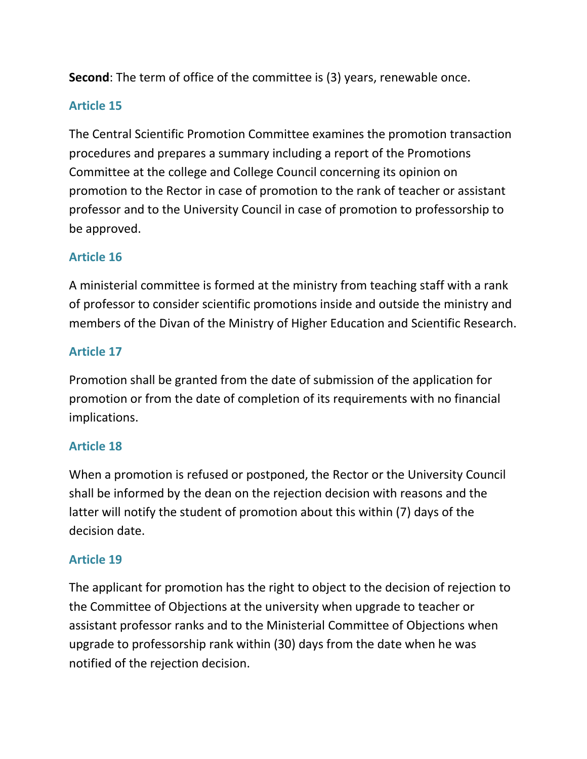**Second**: The term of office of the committee is (3) years, renewable once.

### Article 15

The Central Scientific Promotion Committee examines the promotion transaction procedures and prepares a summary including a report of the Promotions Committee at the college and College Council concerning its opinion on promotion to the Rector in case of promotion to the rank of teacher or assistant professor and to the University Council in case of promotion to professorship to be approved.

### Article 16

A ministerial committee is formed at the ministry from teaching staff with a rank of professor to consider scientific promotions inside and outside the ministry and members of the Divan of the Ministry of Higher Education and Scientific Research.

### Article 17

Promotion shall be granted from the date of submission of the application for promotion or from the date of completion of its requirements with no financial implications.

### Article 18

When a promotion is refused or postponed, the Rector or the University Council shall be informed by the dean on the rejection decision with reasons and the latter will notify the student of promotion about this within (7) days of the decision date.

### Article 19

The applicant for promotion has the right to object to the decision of rejection to the Committee of Objections at the university when upgrade to teacher or assistant professor ranks and to the Ministerial Committee of Objections when upgrade to professorship rank within (30) days from the date when he was notified of the rejection decision.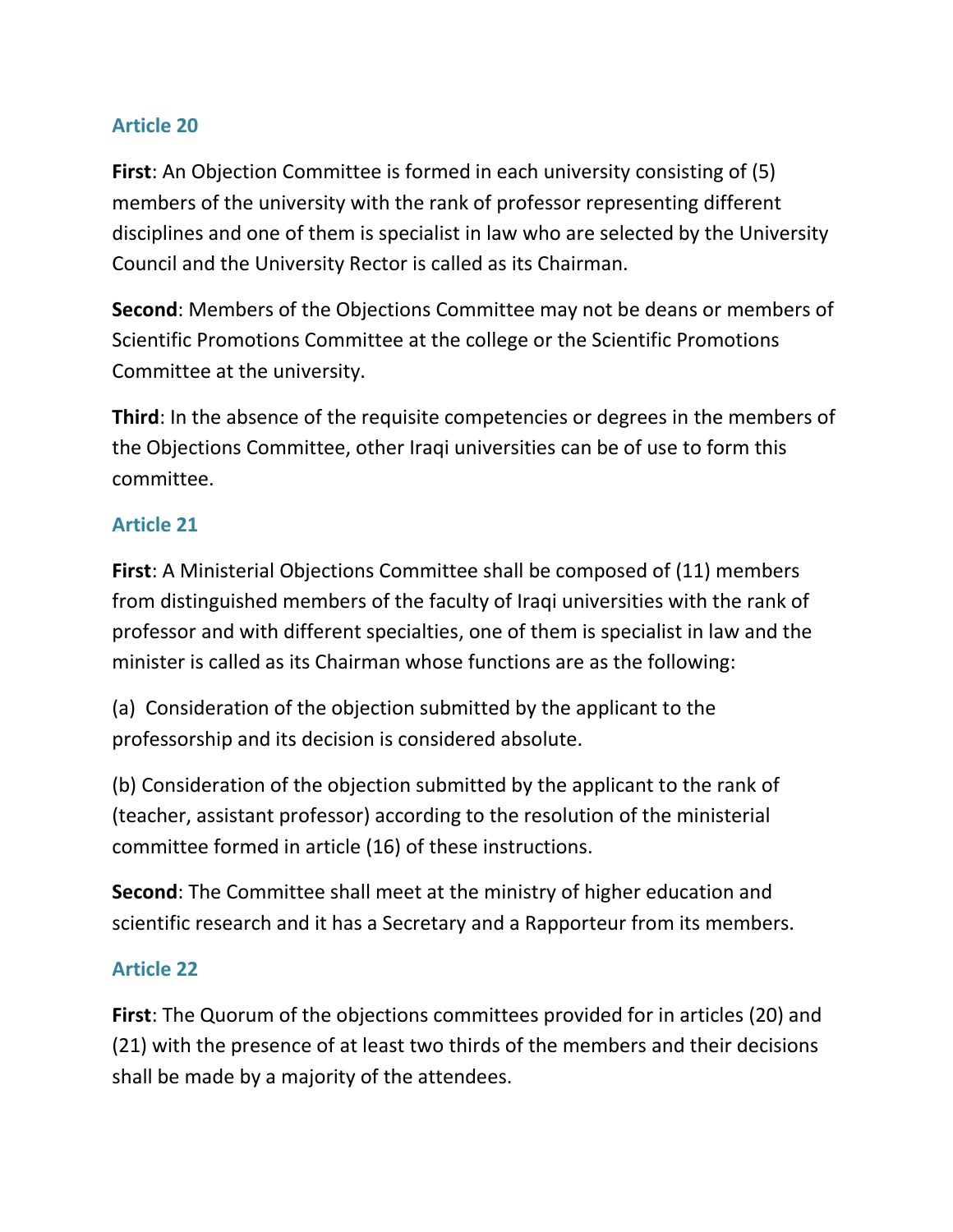### Article 20

**First**: An Objection Committee is formed in each university consisting of (5) members of the university with the rank of professor representing different disciplines and one of them is specialist in law who are selected by the University Council and the University Rector is called as its Chairman.

**Second**: Members of the Objections Committee may not be deans or members of Scientific Promotions Committee at the college or the Scientific Promotions Committee at the university.

**Third**: In the absence of the requisite competencies or degrees in the members of the Objections Committee, other Iraqi universities can be of use to form this committee.

### Article 21

**First**: A Ministerial Objections Committee shall be composed of (11) members from distinguished members of the faculty of Iraqi universities with the rank of professor and with different specialties, one of them is specialist in law and the minister is called as its Chairman whose functions are as the following:

(a) Consideration of the objection submitted by the applicant to the professorship and its decision is considered absolute.

(b) Consideration of the objection submitted by the applicant to the rank of (teacher, assistant professor) according to the resolution of the ministerial committee formed in article (16) of these instructions.

**Second**: The Committee shall meet at the ministry of higher education and scientific research and it has a Secretary and a Rapporteur from its members.

### Article 22

**First**: The Quorum of the objections committees provided for in articles (20) and (21) with the presence of at least two thirds of the members and their decisions shall be made by a majority of the attendees.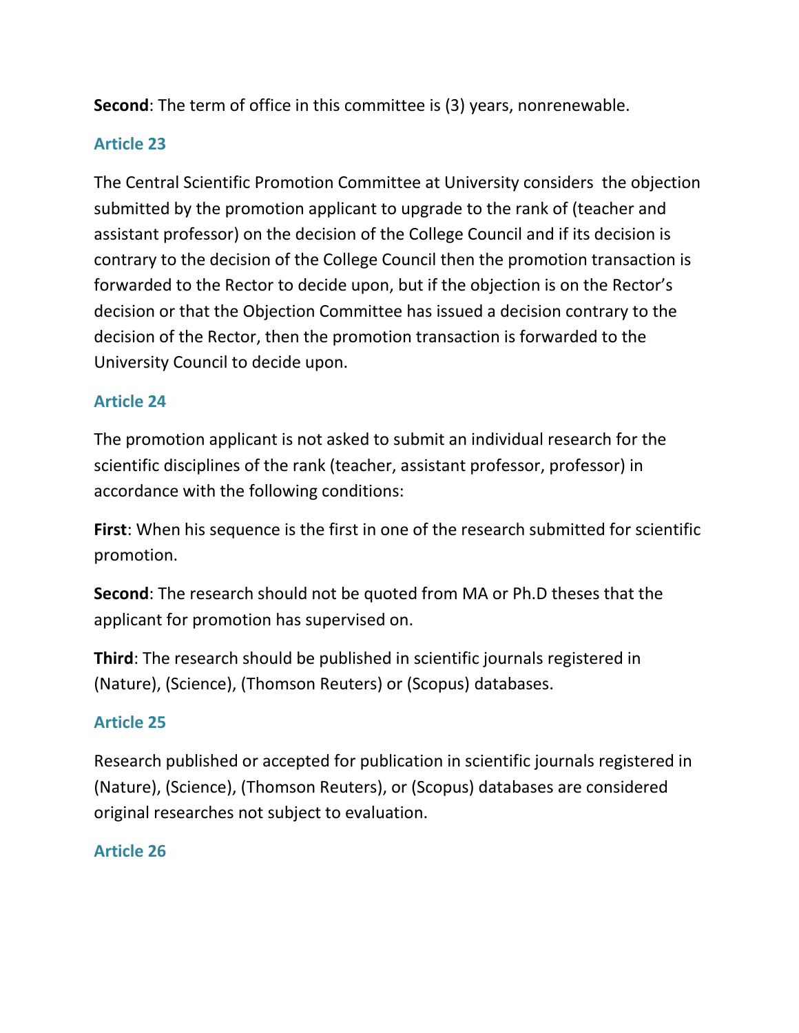**Second**: The term of office in this committee is (3) years, nonrenewable.

### Article 23

The Central Scientific Promotion Committee at University considers the objection submitted by the promotion applicant to upgrade to the rank of (teacher and assistant professor) on the decision of the College Council and if its decision is contrary to the decision of the College Council then the promotion transaction is forwarded to the Rector to decide upon, but if the objection is on the Rector's decision or that the Objection Committee has issued a decision contrary to the decision of the Rector, then the promotion transaction is forwarded to the University Council to decide upon.

### Article 24

The promotion applicant is not asked to submit an individual research for the scientific disciplines of the rank (teacher, assistant professor, professor) in accordance with the following conditions:

**First**: When his sequence is the first in one of the research submitted for scientific promotion.

**Second**: The research should not be quoted from MA or Ph.D theses that the applicant for promotion has supervised on.

**Third**: The research should be published in scientific journals registered in (Nature), (Science), (Thomson Reuters) or (Scopus) databases.

### Article 25

Research published or accepted for publication in scientific journals registered in (Nature), (Science), (Thomson Reuters), or (Scopus) databases are considered original researches not subject to evaluation.

### Article 26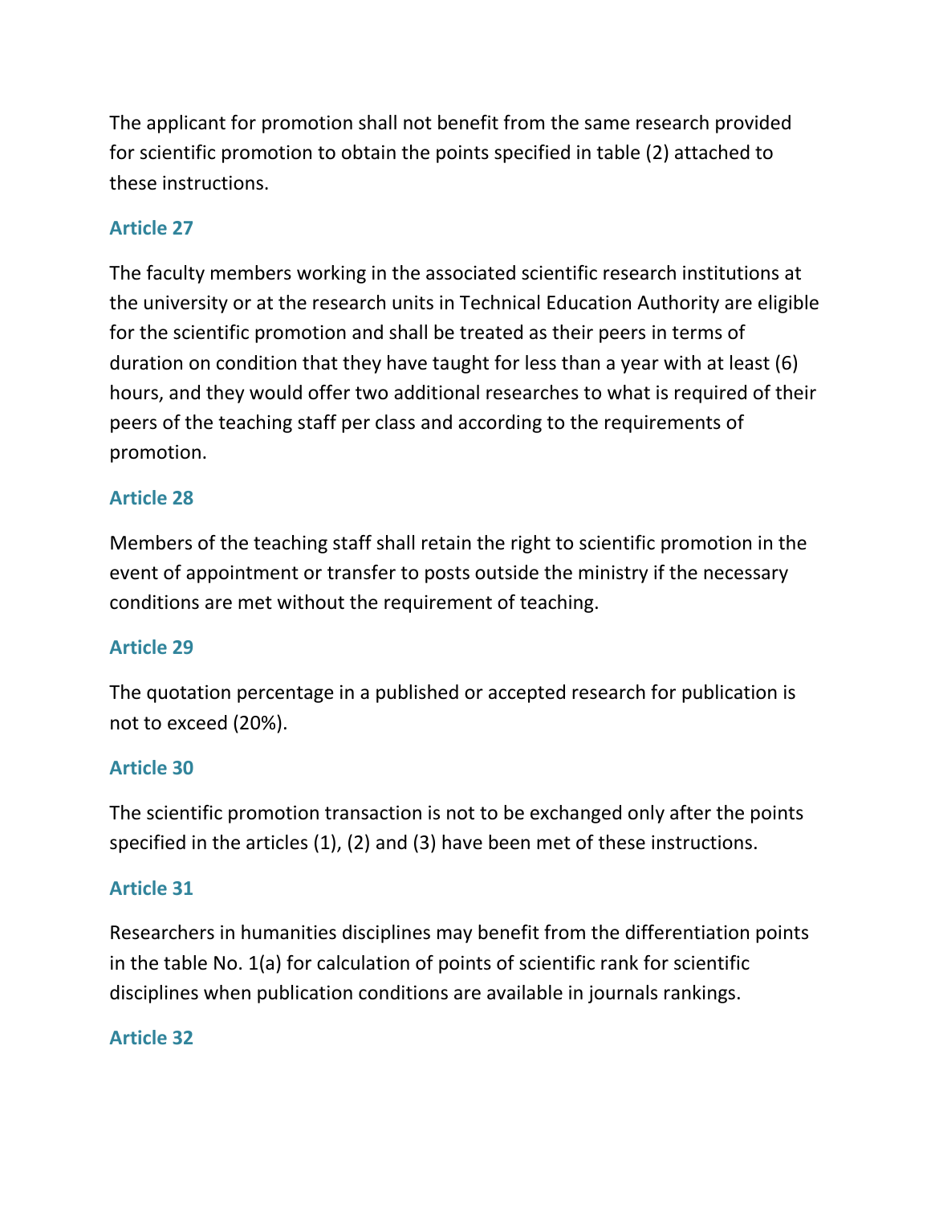The applicant for promotion shall not benefit from the same research provided for scientific promotion to obtain the points specified in table (2) attached to these instructions.

### Article 27

The faculty members working in the associated scientific research institutions at the university or at the research units in Technical Education Authority are eligible for the scientific promotion and shall be treated as their peers in terms of duration on condition that they have taught for less than a year with at least (6) hours, and they would offer two additional researches to what is required of their peers of the teaching staff per class and according to the requirements of promotion.

### Article 28

Members of the teaching staff shall retain the right to scientific promotion in the event of appointment or transfer to posts outside the ministry if the necessary conditions are met without the requirement of teaching.

### Article 29

The quotation percentage in a published or accepted research for publication is not to exceed (20%).

### Article 30

The scientific promotion transaction is not to be exchanged only after the points specified in the articles (1), (2) and (3) have been met of these instructions.

### Article 31

Researchers in humanities disciplines may benefit from the differentiation points in the table No. 1(a) for calculation of points of scientific rank for scientific disciplines when publication conditions are available in journals rankings.

### Article 32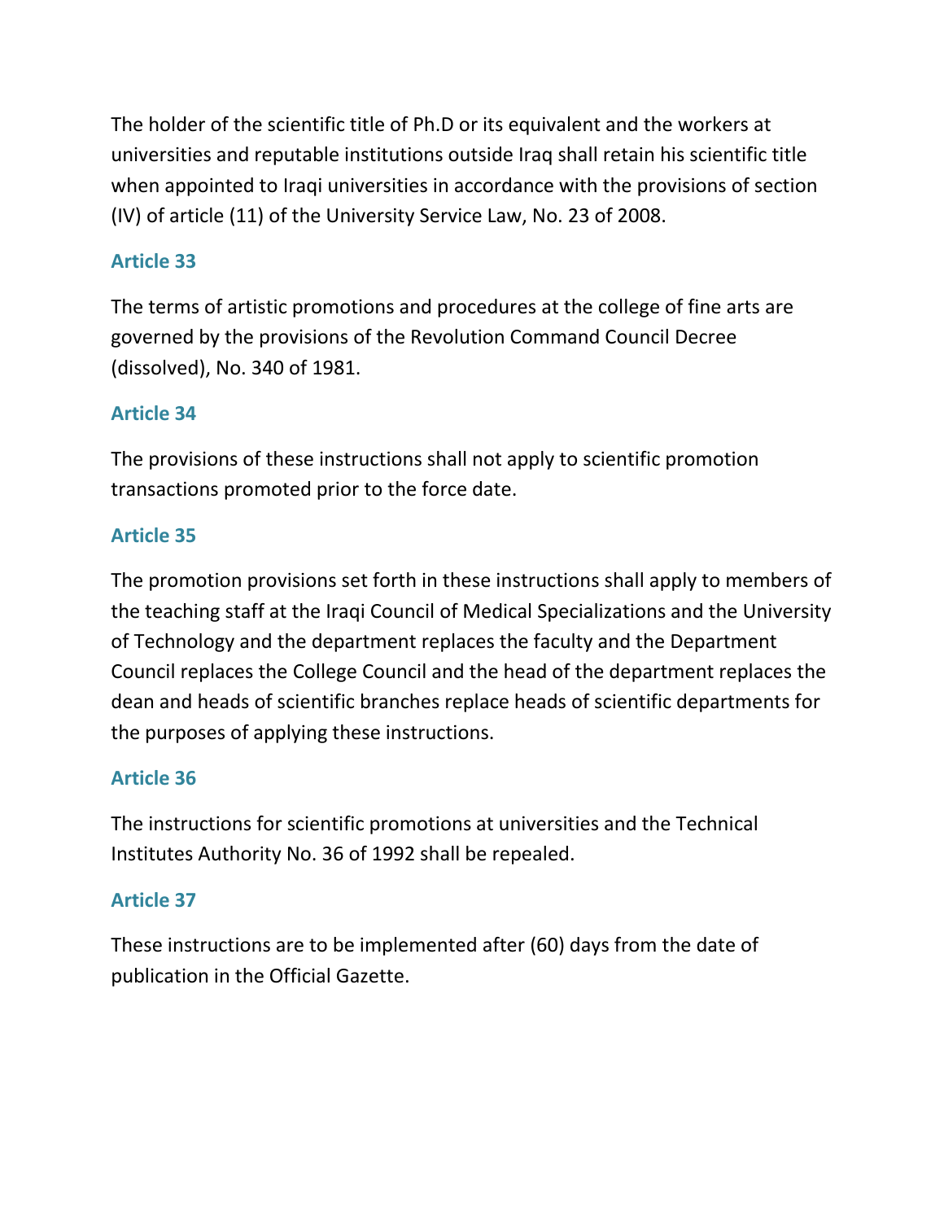The holder of the scientific title of Ph.D or its equivalent and the workers at universities and reputable institutions outside Iraq shall retain his scientific title when appointed to Iraqi universities in accordance with the provisions of section (IV) of article (11) of the University Service Law, No. 23 of 2008.

### Article 33

The terms of artistic promotions and procedures at the college of fine arts are governed by the provisions of the Revolution Command Council Decree (dissolved), No. 340 of 1981.

### Article 34

The provisions of these instructions shall not apply to scientific promotion transactions promoted prior to the force date.

### Article 35

The promotion provisions set forth in these instructions shall apply to members of the teaching staff at the Iraqi Council of Medical Specializations and the University of Technology and the department replaces the faculty and the Department Council replaces the College Council and the head of the department replaces the dean and heads of scientific branches replace heads of scientific departments for the purposes of applying these instructions.

### Article 36

The instructions for scientific promotions at universities and the Technical Institutes Authority No. 36 of 1992 shall be repealed.

### Article 37

These instructions are to be implemented after (60) days from the date of publication in the Official Gazette.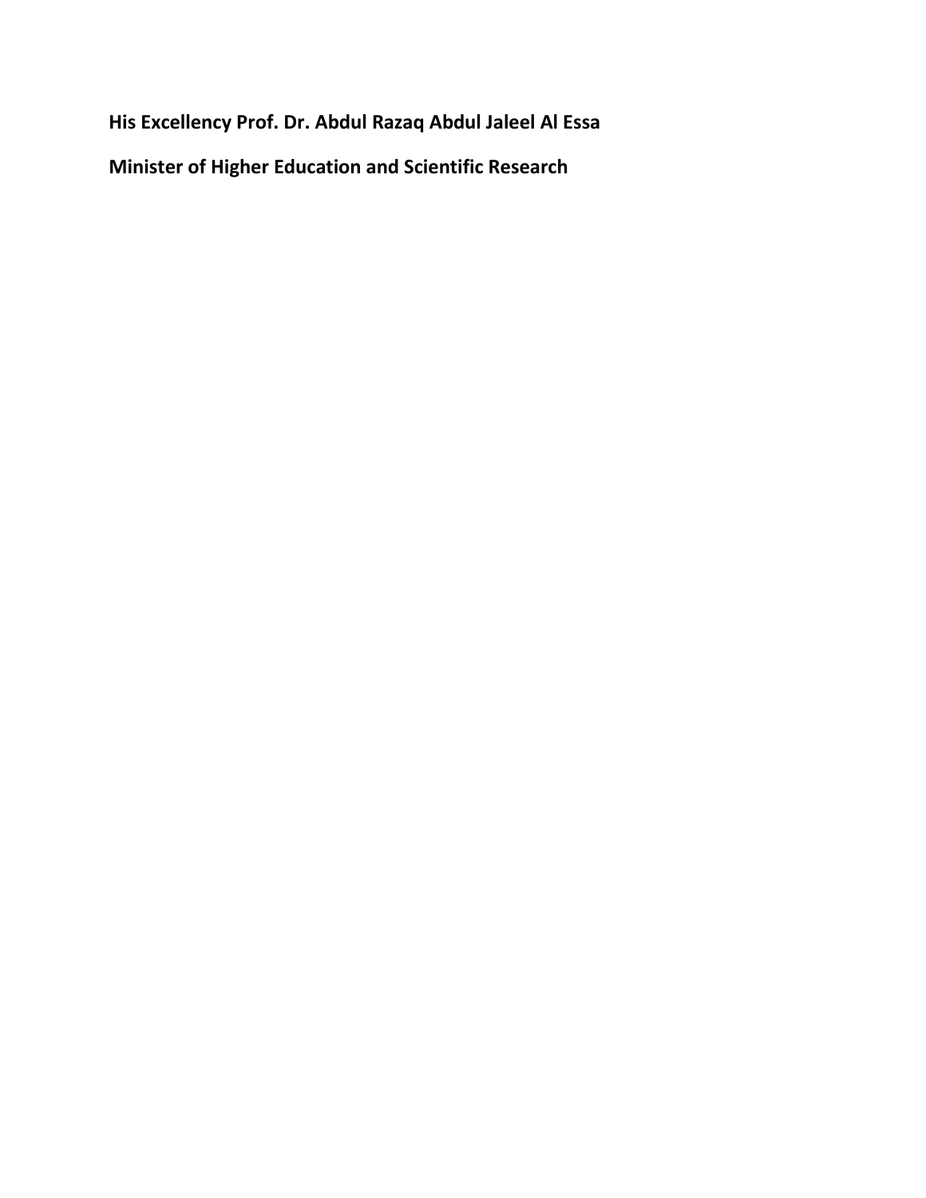**His Excellency Prof. Dr. Abdul Razaq Abdul Jaleel Al Essa**

**Minister of Higher Education and Scientific Research**